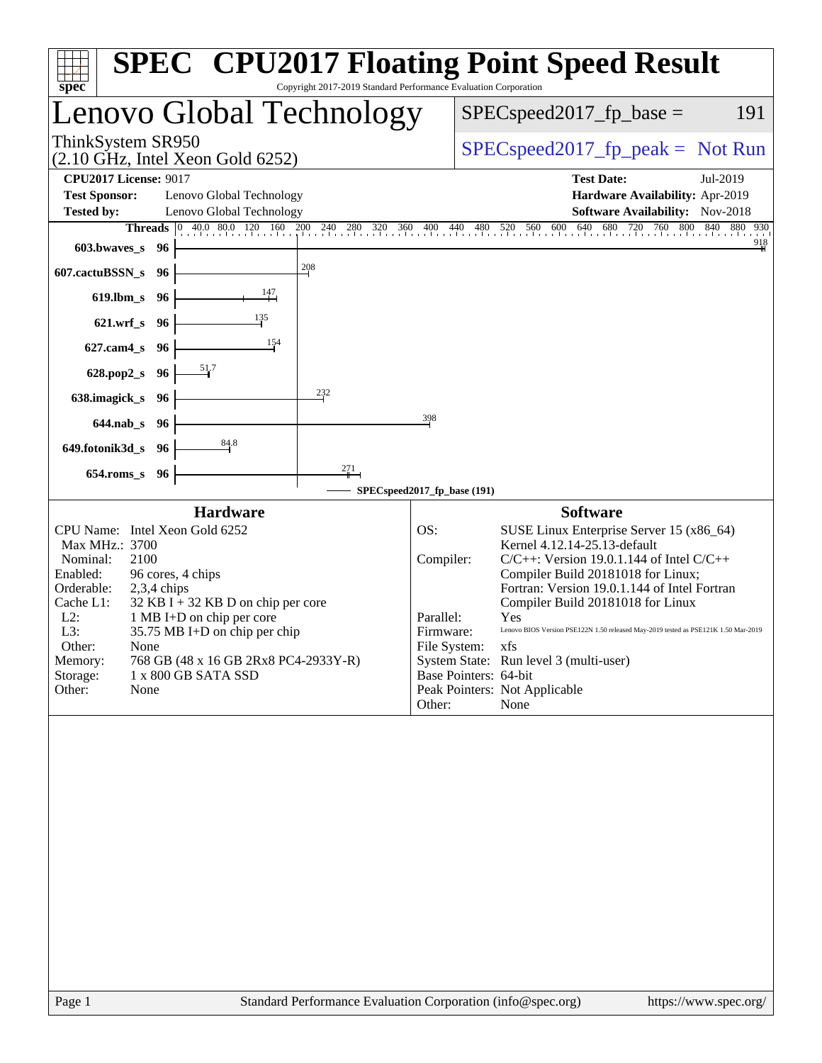# SPEC CPU2017 Floating Point Speed Result

Copyright 2017-2019 Standard Performance Evaluation Corporation

## Lenovo Global Technology

ThinkSystem SR950
(2.10 GHz, Intel Xeon Gold 6252)

SPECspeed2017_fp_base = 191

SPECspeed2017_fp_peak = Not Run

**CPU2017 License:** 9017
**Test Sponsor:** Lenovo Global Technology
**Tested by:** Lenovo Global Technology

**Test Date:** Jul-2019
**Hardware Availability:** Apr-2019
**Software Availability:** Nov-2018

| Benchmark | Threads | SPECspeed2017_fp_base |
|---|---|---|
| 603.bwaves_s | 96 | 918 |
| 607.cactuBSSN_s | 96 | 208 |
| 619.lbm_s | 96 | 147 |
| 621.wrf_s | 96 | 135 |
| 627.cam4_s | 96 | 154 |
| 628.pop2_s | 96 | 51.7 |
| 638.imagick_s | 96 | 232 |
| 644.nab_s | 96 | 398 |
| 649.fotonik3d_s | 96 | 84.8 |
| 654.roms_s | 96 | 271 |

SPECspeed2017_fp_base (191)

### Hardware

| | |
|---|---|
| CPU Name: | Intel Xeon Gold 6252 |
| Max MHz.: | 3700 |
| Nominal: | 2100 |
| Enabled: | 96 cores, 4 chips |
| Orderable: | 2,3,4 chips |
| Cache L1: | 32 KB I + 32 KB D on chip per core |
| L2: | 1 MB I+D on chip per core |
| L3: | 35.75 MB I+D on chip per chip |
| Other: | None |
| Memory: | 768 GB (48 x 16 GB 2Rx8 PC4-2933Y-R) |
| Storage: | 1 x 800 GB SATA SSD |
| Other: | None |

### Software

| | |
|---|---|
| OS: | SUSE Linux Enterprise Server 15 (x86_64) Kernel 4.12.14-25.13-default |
| Compiler: | C/C++: Version 19.0.1.144 of Intel C/C++ Compiler Build 20181018 for Linux; Fortran: Version 19.0.1.144 of Intel Fortran Compiler Build 20181018 for Linux |
| Parallel: | Yes |
| Firmware: | Lenovo BIOS Version PSE122N 1.50 released May-2019 tested as PSE121K 1.50 Mar-2019 |
| File System: | xfs |
| System State: | Run level 3 (multi-user) |
| Base Pointers: | 64-bit |
| Peak Pointers: | Not Applicable |
| Other: | None |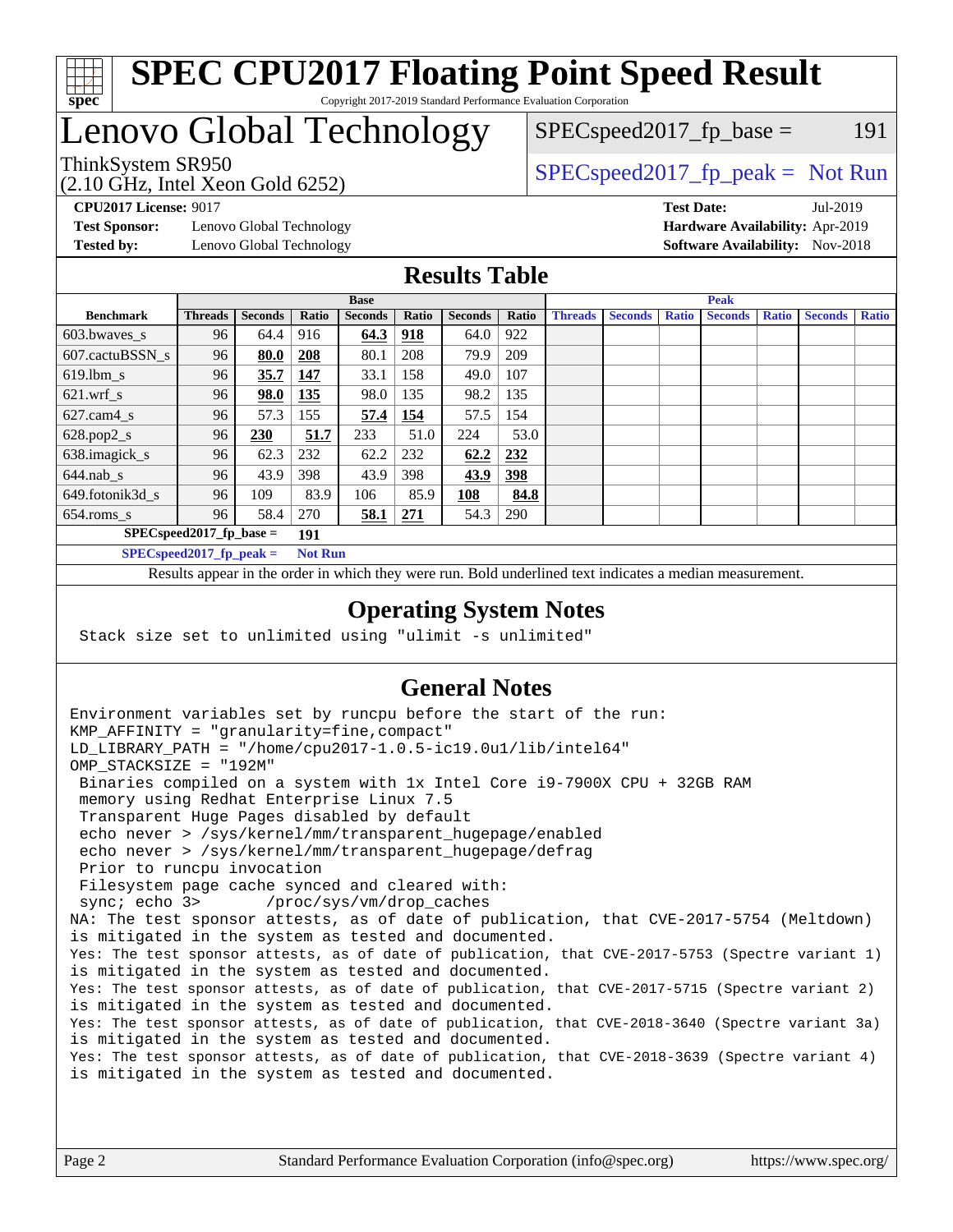# SPEC CPU2017 Floating Point Speed Result

Copyright 2017-2019 Standard Performance Evaluation Corporation

# Lenovo Global Technology

ThinkSystem SR950
(2.10 GHz, Intel Xeon Gold 6252)

SPECspeed2017_fp_base = 191

SPECspeed2017_fp_peak = Not Run

**CPU2017 License:** 9017
**Test Sponsor:** Lenovo Global Technology
**Tested by:** Lenovo Global Technology

**Test Date:** Jul-2019
**Hardware Availability:** Apr-2019
**Software Availability:** Nov-2018

## Results Table

| Benchmark | Base | | | | | | | Peak | | | | | | |
|---|---|---|---|---|---|---|---|---|---|---|---|---|---|---|
| | Threads | Seconds | Ratio | Seconds | Ratio | Seconds | Ratio | Threads | Seconds | Ratio | Seconds | Ratio | Seconds | Ratio |
| 603.bwaves_s | 96 | 64.4 | 916 | **64.3** | **918** | 64.0 | 922 | | | | | | | |
| 607.cactuBSSN_s | 96 | **80.0** | **208** | 80.1 | 208 | 79.9 | 209 | | | | | | | |
| 619.lbm_s | 96 | **35.7** | **147** | 33.1 | 158 | 49.0 | 107 | | | | | | | |
| 621.wrf_s | 96 | **98.0** | **135** | 98.0 | 135 | 98.2 | 135 | | | | | | | |
| 627.cam4_s | 96 | 57.3 | 155 | **57.4** | **154** | 57.5 | 154 | | | | | | | |
| 628.pop2_s | 96 | **230** | **51.7** | 233 | 51.0 | 224 | 53.0 | | | | | | | |
| 638.imagick_s | 96 | 62.3 | 232 | 62.2 | 232 | **62.2** | **232** | | | | | | | |
| 644.nab_s | 96 | 43.9 | 398 | 43.9 | 398 | **43.9** | **398** | | | | | | | |
| 649.fotonik3d_s | 96 | 109 | 83.9 | 106 | 85.9 | **108** | **84.8** | | | | | | | |
| 654.roms_s | 96 | 58.4 | 270 | **58.1** | **271** | 54.3 | 290 | | | | | | | |

**SPECspeed2017_fp_base = 191**

**SPECspeed2017_fp_peak = Not Run**

Results appear in the order in which they were run. Bold underlined text indicates a median measurement.

## Operating System Notes

```
Stack size set to unlimited using "ulimit -s unlimited"
```

## General Notes

```
Environment variables set by runcpu before the start of the run:
KMP_AFFINITY = "granularity=fine,compact"
LD_LIBRARY_PATH = "/home/cpu2017-1.0.5-ic19.0u1/lib/intel64"
OMP_STACKSIZE = "192M"
 Binaries compiled on a system with 1x Intel Core i9-7900X CPU + 32GB RAM
 memory using Redhat Enterprise Linux 7.5
 Transparent Huge Pages disabled by default
 echo never > /sys/kernel/mm/transparent_hugepage/enabled
 echo never > /sys/kernel/mm/transparent_hugepage/defrag
 Prior to runcpu invocation
 Filesystem page cache synced and cleared with:
 sync; echo 3>       /proc/sys/vm/drop_caches
NA: The test sponsor attests, as of date of publication, that CVE-2017-5754 (Meltdown)
is mitigated in the system as tested and documented.
Yes: The test sponsor attests, as of date of publication, that CVE-2017-5753 (Spectre variant 1)
is mitigated in the system as tested and documented.
Yes: The test sponsor attests, as of date of publication, that CVE-2017-5715 (Spectre variant 2)
is mitigated in the system as tested and documented.
Yes: The test sponsor attests, as of date of publication, that CVE-2018-3640 (Spectre variant 3a)
is mitigated in the system as tested and documented.
Yes: The test sponsor attests, as of date of publication, that CVE-2018-3639 (Spectre variant 4)
is mitigated in the system as tested and documented.
```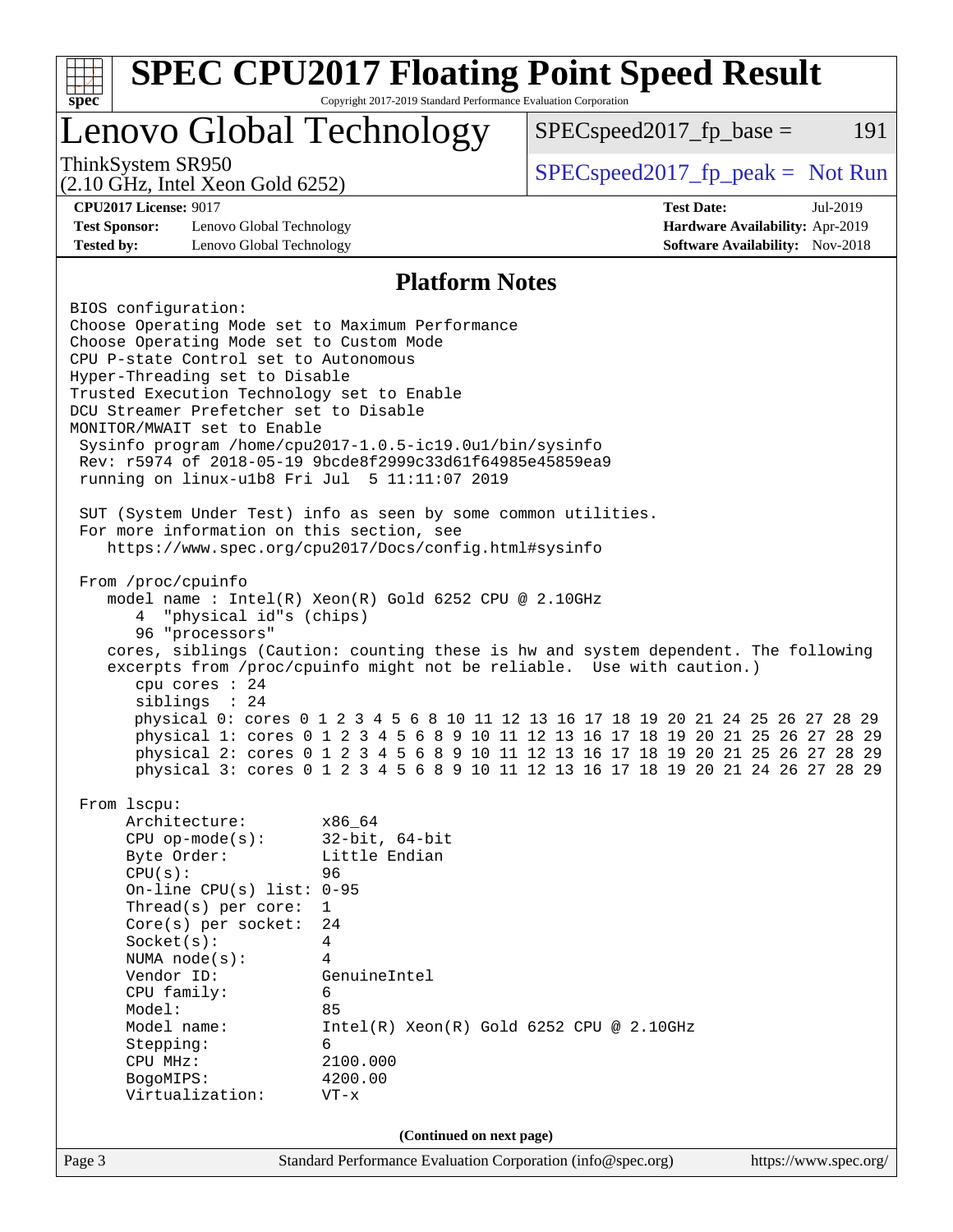# SPEC CPU2017 Floating Point Speed Result

Copyright 2017-2019 Standard Performance Evaluation Corporation

# Lenovo Global Technology

ThinkSystem SR950
(2.10 GHz, Intel Xeon Gold 6252)

SPECspeed2017_fp_base = 191

SPECspeed2017_fp_peak = Not Run

**CPU2017 License:** 9017
**Test Sponsor:** Lenovo Global Technology
**Tested by:** Lenovo Global Technology

**Test Date:** Jul-2019
**Hardware Availability:** Apr-2019
**Software Availability:** Nov-2018

## Platform Notes

```
BIOS configuration:
Choose Operating Mode set to Maximum Performance
Choose Operating Mode set to Custom Mode
CPU P-state Control set to Autonomous
Hyper-Threading set to Disable
Trusted Execution Technology set to Enable
DCU Streamer Prefetcher set to Disable
MONITOR/MWAIT set to Enable
 Sysinfo program /home/cpu2017-1.0.5-ic19.0u1/bin/sysinfo
 Rev: r5974 of 2018-05-19 9bcde8f2999c33d61f64985e45859ea9
 running on linux-u1b8 Fri Jul  5 11:11:07 2019

 SUT (System Under Test) info as seen by some common utilities.
 For more information on this section, see
    https://www.spec.org/cpu2017/Docs/config.html#sysinfo

 From /proc/cpuinfo
    model name : Intel(R) Xeon(R) Gold 6252 CPU @ 2.10GHz
       4  "physical id"s (chips)
       96 "processors"
    cores, siblings (Caution: counting these is hw and system dependent. The following
    excerpts from /proc/cpuinfo might not be reliable.  Use with caution.)
       cpu cores : 24
       siblings  : 24
       physical 0: cores 0 1 2 3 4 5 6 8 10 11 12 13 16 17 18 19 20 21 24 25 26 27 28 29
       physical 1: cores 0 1 2 3 4 5 6 8 9 10 11 12 13 16 17 18 19 20 21 25 26 27 28 29
       physical 2: cores 0 1 2 3 4 5 6 8 9 10 11 12 13 16 17 18 19 20 21 25 26 27 28 29
       physical 3: cores 0 1 2 3 4 5 6 8 9 10 11 12 13 16 17 18 19 20 21 24 26 27 28 29

 From lscpu:
      Architecture:        x86_64
      CPU op-mode(s):      32-bit, 64-bit
      Byte Order:          Little Endian
      CPU(s):              96
      On-line CPU(s) list: 0-95
      Thread(s) per core:  1
      Core(s) per socket:  24
      Socket(s):           4
      NUMA node(s):        4
      Vendor ID:           GenuineIntel
      CPU family:          6
      Model:               85
      Model name:          Intel(R) Xeon(R) Gold 6252 CPU @ 2.10GHz
      Stepping:            6
      CPU MHz:             2100.000
      BogoMIPS:            4200.00
      Virtualization:      VT-x
```

**(Continued on next page)**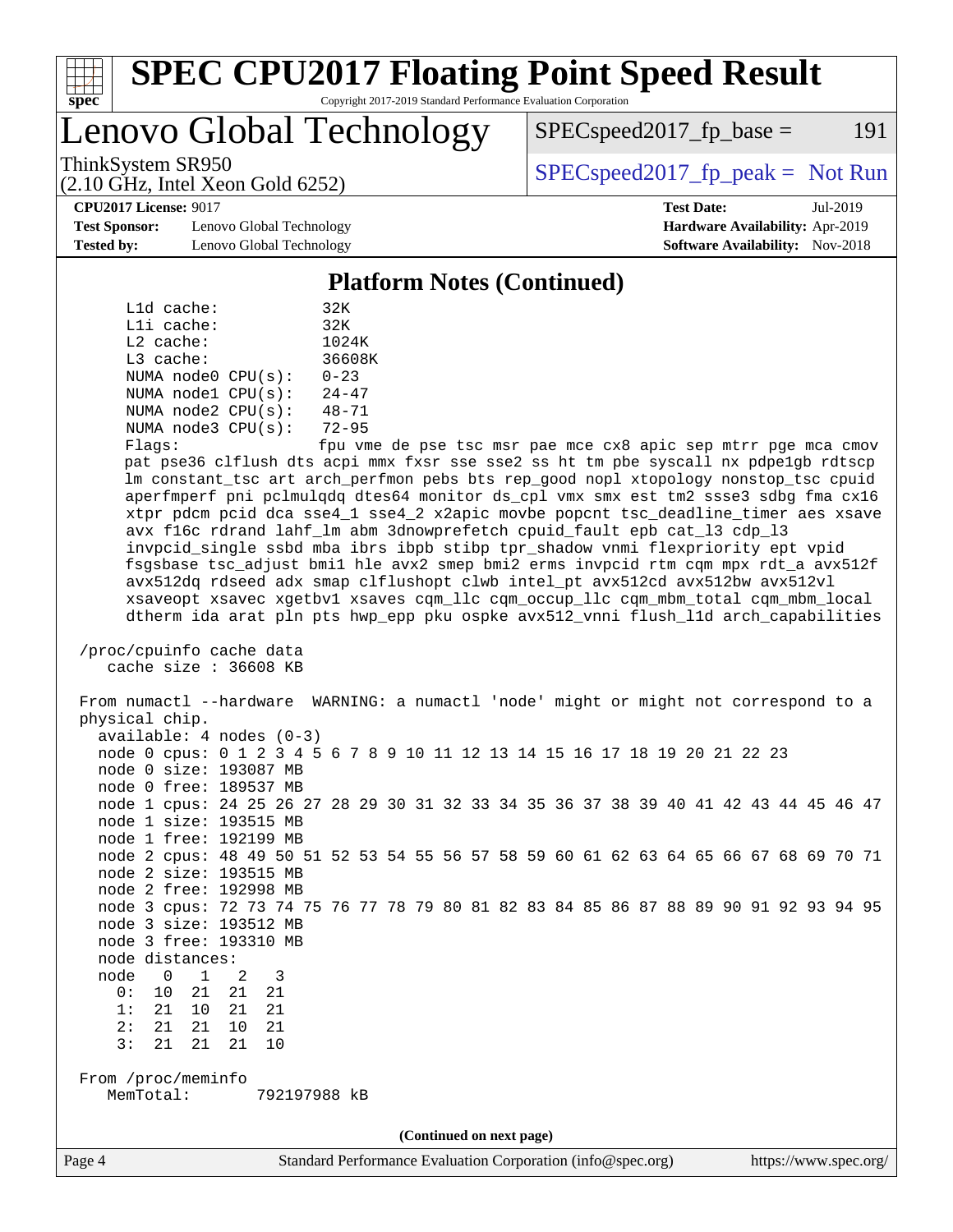# SPEC CPU2017 Floating Point Speed Result

Copyright 2017-2019 Standard Performance Evaluation Corporation

## Lenovo Global Technology

ThinkSystem SR950
(2.10 GHz, Intel Xeon Gold 6252)

SPECspeed2017_fp_base = 191

SPECspeed2017_fp_peak = Not Run

**CPU2017 License:** 9017
**Test Sponsor:** Lenovo Global Technology
**Tested by:** Lenovo Global Technology

**Test Date:** Jul-2019
**Hardware Availability:** Apr-2019
**Software Availability:** Nov-2018

### Platform Notes (Continued)

```
     L1d cache:             32K
     L1i cache:             32K
     L2 cache:              1024K
     L3 cache:              36608K
     NUMA node0 CPU(s):     0-23
     NUMA node1 CPU(s):     24-47
     NUMA node2 CPU(s):     48-71
     NUMA node3 CPU(s):     72-95
     Flags:                 fpu vme de pse tsc msr pae mce cx8 apic sep mtrr pge mca cmov
     pat pse36 clflush dts acpi mmx fxsr sse sse2 ss ht tm pbe syscall nx pdpe1gb rdtscp
     lm constant_tsc art arch_perfmon pebs bts rep_good nopl xtopology nonstop_tsc cpuid
     aperfmperf pni pclmulqdq dtes64 monitor ds_cpl vmx smx est tm2 ssse3 sdbg fma cx16
     xtpr pdcm pcid dca sse4_1 sse4_2 x2apic movbe popcnt tsc_deadline_timer aes xsave
     avx f16c rdrand lahf_lm abm 3dnowprefetch cpuid_fault epb cat_l3 cdp_l3
     invpcid_single ssbd mba ibrs ibpb stibp tpr_shadow vnmi flexpriority ept vpid
     fsgsbase tsc_adjust bmi1 hle avx2 smep bmi2 erms invpcid rtm cqm mpx rdt_a avx512f
     avx512dq rdseed adx smap clflushopt clwb intel_pt avx512cd avx512bw avx512vl
     xsaveopt xsavec xgetbv1 xsaves cqm_llc cqm_occup_llc cqm_mbm_total cqm_mbm_local
     dtherm ida arat pln pts hwp_epp pku ospke avx512_vnni flush_l1d arch_capabilities

 /proc/cpuinfo cache data
    cache size : 36608 KB

 From numactl --hardware  WARNING: a numactl 'node' might or might not correspond to a
 physical chip.
   available: 4 nodes (0-3)
   node 0 cpus: 0 1 2 3 4 5 6 7 8 9 10 11 12 13 14 15 16 17 18 19 20 21 22 23
   node 0 size: 193087 MB
   node 0 free: 189537 MB
   node 1 cpus: 24 25 26 27 28 29 30 31 32 33 34 35 36 37 38 39 40 41 42 43 44 45 46 47
   node 1 size: 193515 MB
   node 1 free: 192199 MB
   node 2 cpus: 48 49 50 51 52 53 54 55 56 57 58 59 60 61 62 63 64 65 66 67 68 69 70 71
   node 2 size: 193515 MB
   node 2 free: 192998 MB
   node 3 cpus: 72 73 74 75 76 77 78 79 80 81 82 83 84 85 86 87 88 89 90 91 92 93 94 95
   node 3 size: 193512 MB
   node 3 free: 193310 MB
   node distances:
   node   0   1   2   3
     0:  10  21  21  21
     1:  21  10  21  21
     2:  21  21  10  21
     3:  21  21  21  10

 From /proc/meminfo
    MemTotal:       792197988 kB
```

(Continued on next page)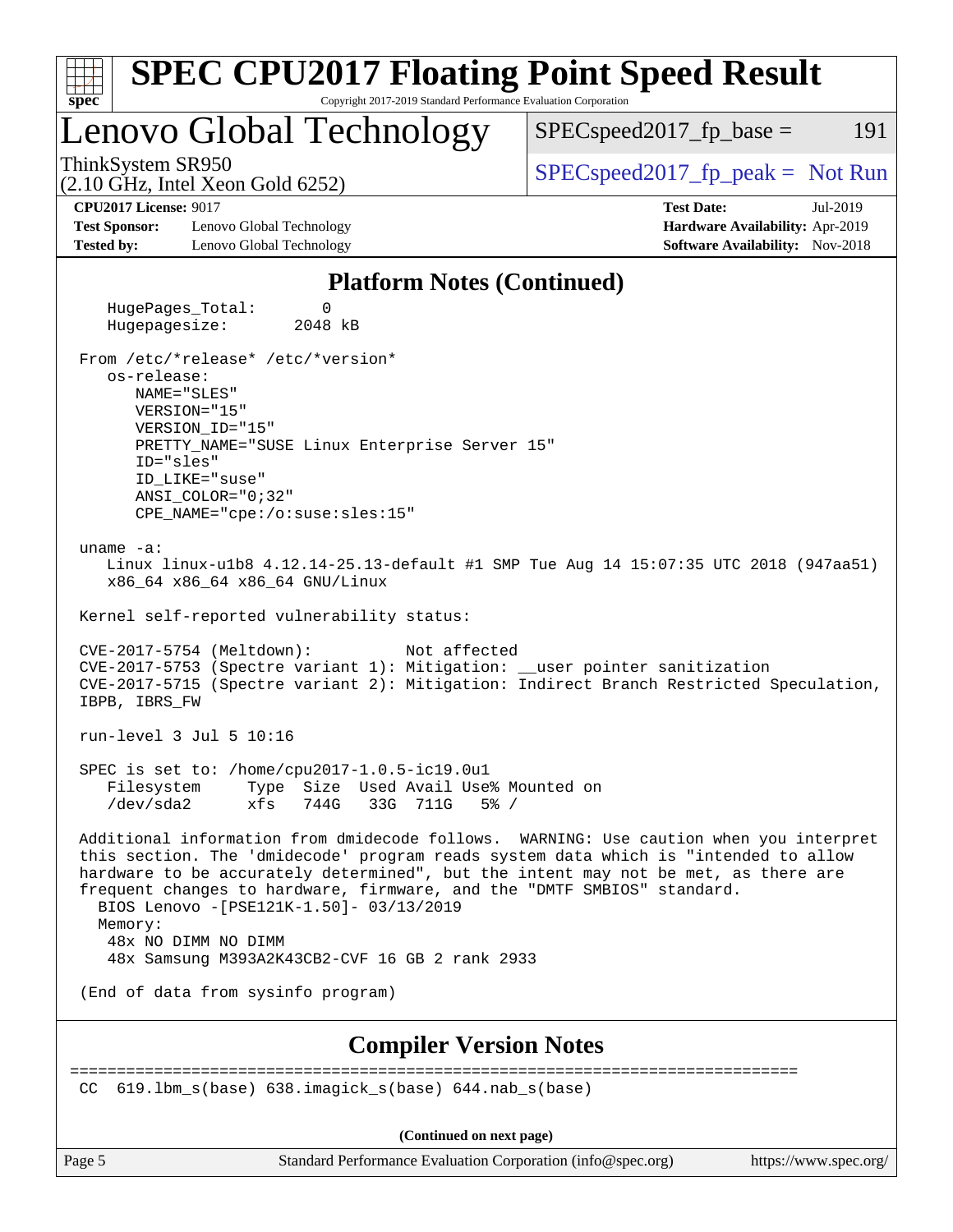# SPEC CPU2017 Floating Point Speed Result

Copyright 2017-2019 Standard Performance Evaluation Corporation

## Lenovo Global Technology

ThinkSystem SR950
(2.10 GHz, Intel Xeon Gold 6252)

SPECspeed2017_fp_base = 191

SPECspeed2017_fp_peak = Not Run

**CPU2017 License:** 9017
**Test Sponsor:** Lenovo Global Technology
**Tested by:** Lenovo Global Technology

**Test Date:** Jul-2019
**Hardware Availability:** Apr-2019
**Software Availability:** Nov-2018

### Platform Notes (Continued)

```
    HugePages_Total:       0
    Hugepagesize:       2048 kB

 From /etc/*release* /etc/*version*
    os-release:
       NAME="SLES"
       VERSION="15"
       VERSION_ID="15"
       PRETTY_NAME="SUSE Linux Enterprise Server 15"
       ID="sles"
       ID_LIKE="suse"
       ANSI_COLOR="0;32"
       CPE_NAME="cpe:/o:suse:sles:15"

 uname -a:
    Linux linux-u1b8 4.12.14-25.13-default #1 SMP Tue Aug 14 15:07:35 UTC 2018 (947aa51)
    x86_64 x86_64 x86_64 GNU/Linux

 Kernel self-reported vulnerability status:

 CVE-2017-5754 (Meltdown):          Not affected
 CVE-2017-5753 (Spectre variant 1): Mitigation: __user pointer sanitization
 CVE-2017-5715 (Spectre variant 2): Mitigation: Indirect Branch Restricted Speculation,
 IBPB, IBRS_FW

 run-level 3 Jul 5 10:16

 SPEC is set to: /home/cpu2017-1.0.5-ic19.0u1
    Filesystem     Type  Size  Used Avail Use% Mounted on
    /dev/sda2      xfs   744G   33G  711G   5% /

 Additional information from dmidecode follows.  WARNING: Use caution when you interpret
 this section. The 'dmidecode' program reads system data which is "intended to allow
 hardware to be accurately determined", but the intent may not be met, as there are
 frequent changes to hardware, firmware, and the "DMTF SMBIOS" standard.
   BIOS Lenovo -[PSE121K-1.50]- 03/13/2019
   Memory:
    48x NO DIMM NO DIMM
    48x Samsung M393A2K43CB2-CVF 16 GB 2 rank 2933

 (End of data from sysinfo program)
```

### Compiler Version Notes

```
==============================================================================
 CC  619.lbm_s(base) 638.imagick_s(base) 644.nab_s(base)
```

(Continued on next page)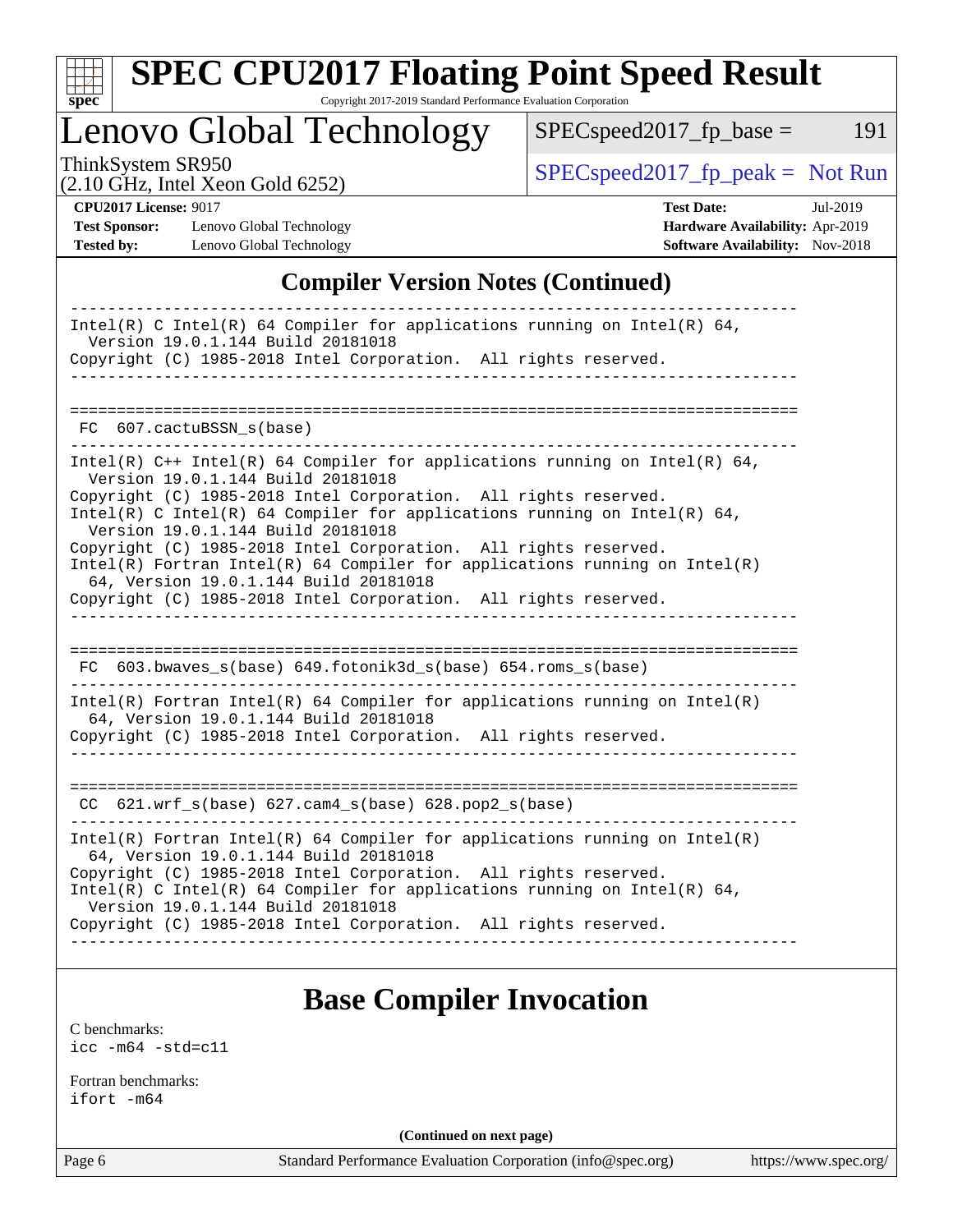## Compiler Version Notes (Continued)

```
------------------------------------------------------------------------------
Intel(R) C Intel(R) 64 Compiler for applications running on Intel(R) 64,
  Version 19.0.1.144 Build 20181018
Copyright (C) 1985-2018 Intel Corporation.  All rights reserved.
------------------------------------------------------------------------------

==============================================================================
 FC  607.cactuBSSN_s(base)
------------------------------------------------------------------------------
Intel(R) C++ Intel(R) 64 Compiler for applications running on Intel(R) 64,
  Version 19.0.1.144 Build 20181018
Copyright (C) 1985-2018 Intel Corporation.  All rights reserved.
Intel(R) C Intel(R) 64 Compiler for applications running on Intel(R) 64,
  Version 19.0.1.144 Build 20181018
Copyright (C) 1985-2018 Intel Corporation.  All rights reserved.
Intel(R) Fortran Intel(R) 64 Compiler for applications running on Intel(R)
  64, Version 19.0.1.144 Build 20181018
Copyright (C) 1985-2018 Intel Corporation.  All rights reserved.
------------------------------------------------------------------------------

==============================================================================
 FC  603.bwaves_s(base) 649.fotonik3d_s(base) 654.roms_s(base)
------------------------------------------------------------------------------
Intel(R) Fortran Intel(R) 64 Compiler for applications running on Intel(R)
  64, Version 19.0.1.144 Build 20181018
Copyright (C) 1985-2018 Intel Corporation.  All rights reserved.
------------------------------------------------------------------------------

==============================================================================
 CC  621.wrf_s(base) 627.cam4_s(base) 628.pop2_s(base)
------------------------------------------------------------------------------
Intel(R) Fortran Intel(R) 64 Compiler for applications running on Intel(R)
  64, Version 19.0.1.144 Build 20181018
Copyright (C) 1985-2018 Intel Corporation.  All rights reserved.
Intel(R) C Intel(R) 64 Compiler for applications running on Intel(R) 64,
  Version 19.0.1.144 Build 20181018
Copyright (C) 1985-2018 Intel Corporation.  All rights reserved.
------------------------------------------------------------------------------
```

## Base Compiler Invocation

C benchmarks:
`icc -m64 -std=c11`

Fortran benchmarks:
`ifort -m64`

(Continued on next page)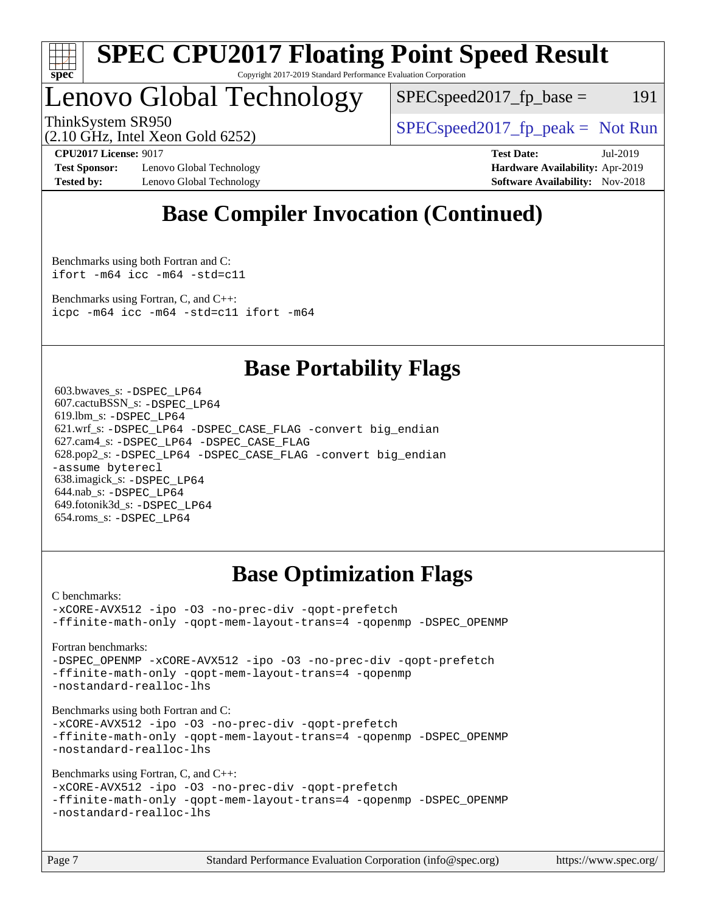# Base Compiler Invocation (Continued)

Benchmarks using both Fortran and C:
`ifort -m64 icc -m64 -std=c11`

Benchmarks using Fortran, C, and C++:
`icpc -m64 icc -m64 -std=c11 ifort -m64`

# Base Portability Flags

603.bwaves_s: `-DSPEC_LP64`
607.cactuBSSN_s: `-DSPEC_LP64`
619.lbm_s: `-DSPEC_LP64`
621.wrf_s: `-DSPEC_LP64 -DSPEC_CASE_FLAG -convert big_endian`
627.cam4_s: `-DSPEC_LP64 -DSPEC_CASE_FLAG`
628.pop2_s: `-DSPEC_LP64 -DSPEC_CASE_FLAG -convert big_endian -assume byterecl`
638.imagick_s: `-DSPEC_LP64`
644.nab_s: `-DSPEC_LP64`
649.fotonik3d_s: `-DSPEC_LP64`
654.roms_s: `-DSPEC_LP64`

# Base Optimization Flags

C benchmarks:
```
-xCORE-AVX512 -ipo -O3 -no-prec-div -qopt-prefetch
-ffinite-math-only -qopt-mem-layout-trans=4 -qopenmp -DSPEC_OPENMP
```

Fortran benchmarks:
```
-DSPEC_OPENMP -xCORE-AVX512 -ipo -O3 -no-prec-div -qopt-prefetch
-ffinite-math-only -qopt-mem-layout-trans=4 -qopenmp
-nostandard-realloc-lhs
```

Benchmarks using both Fortran and C:
```
-xCORE-AVX512 -ipo -O3 -no-prec-div -qopt-prefetch
-ffinite-math-only -qopt-mem-layout-trans=4 -qopenmp -DSPEC_OPENMP
-nostandard-realloc-lhs
```

Benchmarks using Fortran, C, and C++:
```
-xCORE-AVX512 -ipo -O3 -no-prec-div -qopt-prefetch
-ffinite-math-only -qopt-mem-layout-trans=4 -qopenmp -DSPEC_OPENMP
-nostandard-realloc-lhs
```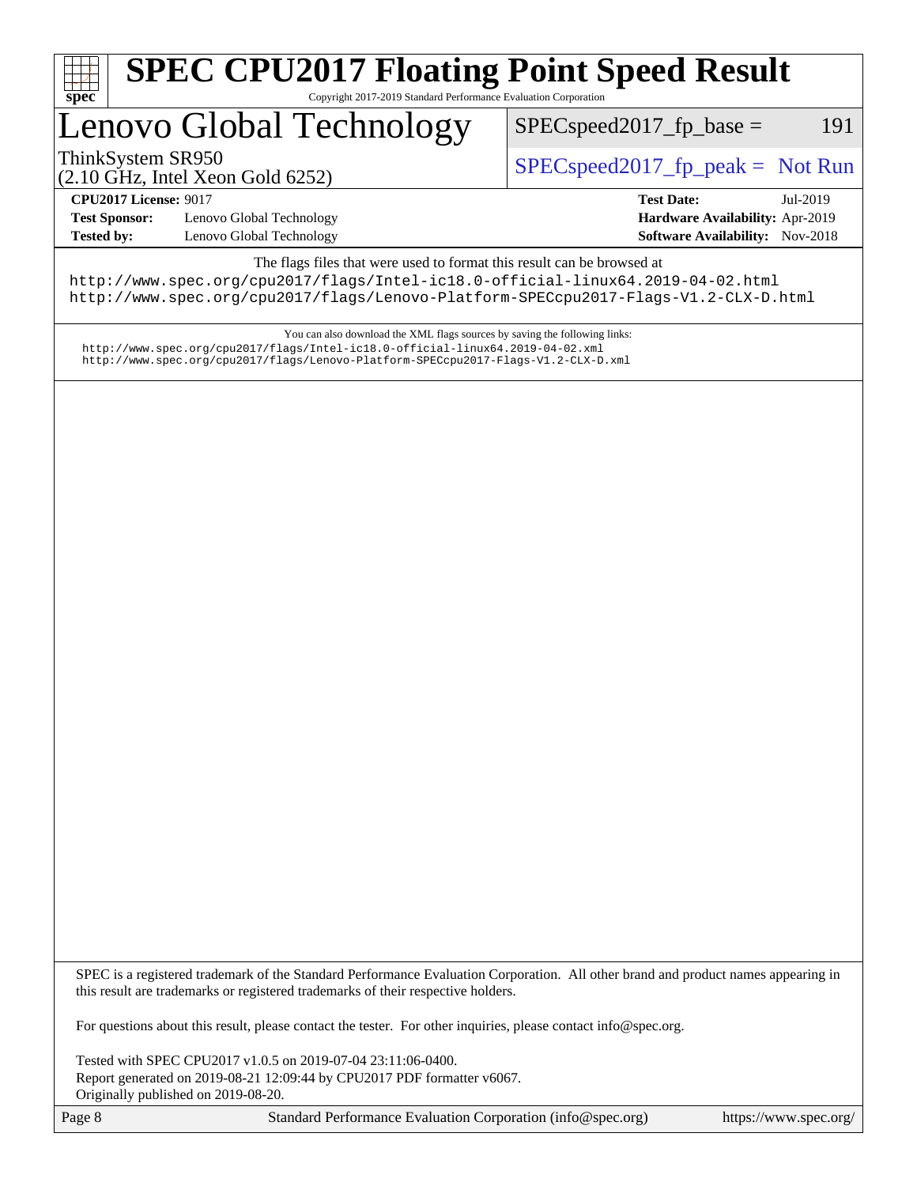# SPEC CPU2017 Floating Point Speed Result

Copyright 2017-2019 Standard Performance Evaluation Corporation

## Lenovo Global Technology

ThinkSystem SR950
(2.10 GHz, Intel Xeon Gold 6252)

SPECspeed2017_fp_base = 191

SPECspeed2017_fp_peak = Not Run

**CPU2017 License:** 9017
**Test Sponsor:** Lenovo Global Technology
**Tested by:** Lenovo Global Technology

**Test Date:** Jul-2019
**Hardware Availability:** Apr-2019
**Software Availability:** Nov-2018

The flags files that were used to format this result can be browsed at
http://www.spec.org/cpu2017/flags/Intel-ic18.0-official-linux64.2019-04-02.html
http://www.spec.org/cpu2017/flags/Lenovo-Platform-SPECcpu2017-Flags-V1.2-CLX-D.html

You can also download the XML flags sources by saving the following links:
http://www.spec.org/cpu2017/flags/Intel-ic18.0-official-linux64.2019-04-02.xml
http://www.spec.org/cpu2017/flags/Lenovo-Platform-SPECcpu2017-Flags-V1.2-CLX-D.xml

SPEC is a registered trademark of the Standard Performance Evaluation Corporation. All other brand and product names appearing in this result are trademarks or registered trademarks of their respective holders.

For questions about this result, please contact the tester. For other inquiries, please contact info@spec.org.

Tested with SPEC CPU2017 v1.0.5 on 2019-07-04 23:11:06-0400.
Report generated on 2019-08-21 12:09:44 by CPU2017 PDF formatter v6067.
Originally published on 2019-08-20.